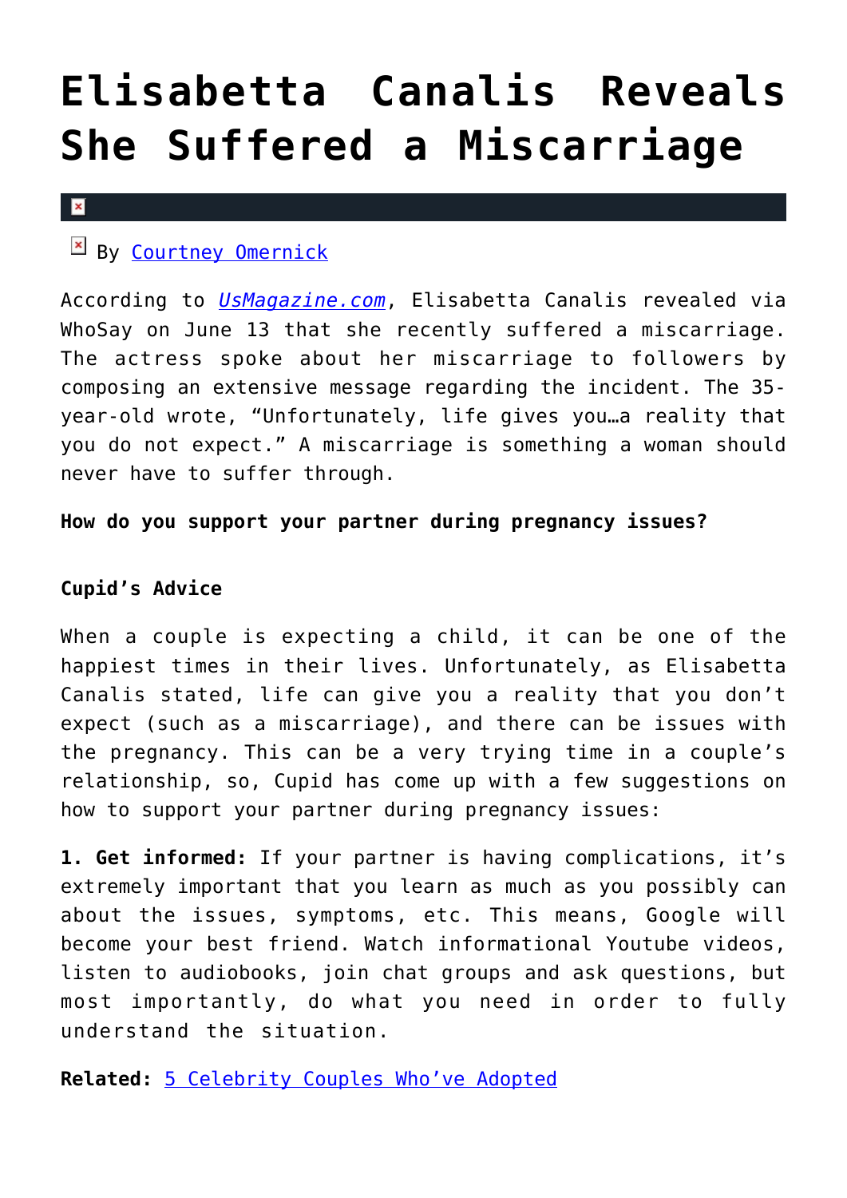# Elisabetta Canalis Reveals She Suffered a Miscarriage

By Courtney Omernick

According to *UsMagazine.com*, Elisabetta Canalis revealed via WhoSay on June 13 that she recently suffered a miscarriage. The actress spoke about her miscarriage to followers by composing an extensive message regarding the incident. The 35-year-old wrote, "Unfortunately, life gives you…a reality that you do not expect." A miscarriage is something a woman should never have to suffer through.

**How do you support your partner during pregnancy issues?**

**Cupid's Advice**

When a couple is expecting a child, it can be one of the happiest times in their lives. Unfortunately, as Elisabetta Canalis stated, life can give you a reality that you don't expect (such as a miscarriage), and there can be issues with the pregnancy. This can be a very trying time in a couple's relationship, so, Cupid has come up with a few suggestions on how to support your partner during pregnancy issues:

**1. Get informed:** If your partner is having complications, it's extremely important that you learn as much as you possibly can about the issues, symptoms, etc. This means, Google will become your best friend. Watch informational Youtube videos, listen to audiobooks, join chat groups and ask questions, but most importantly, do what you need in order to fully understand the situation.

**Related:** 5 Celebrity Couples Who've Adopted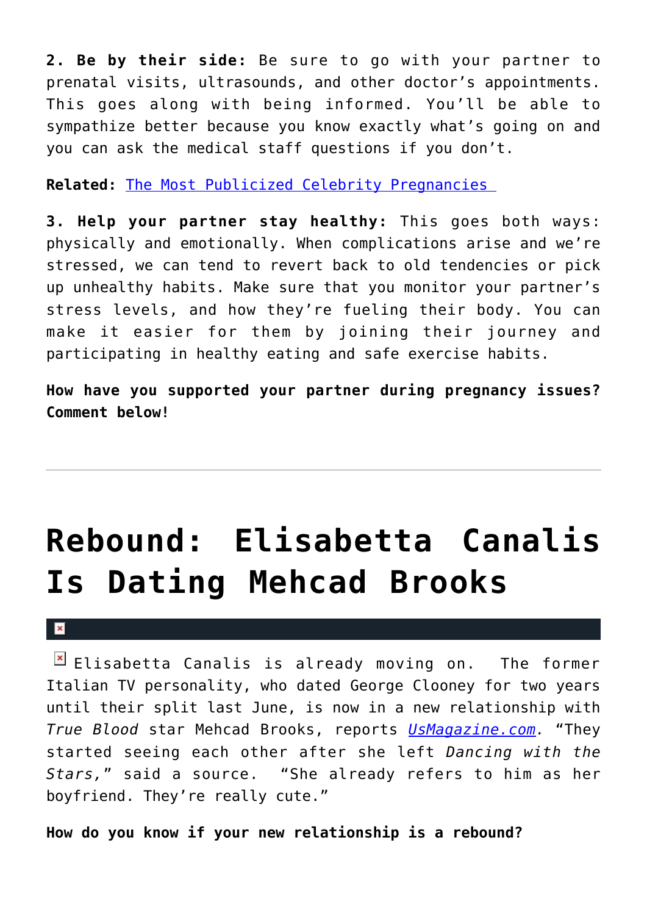**2. Be by their side:** Be sure to go with your partner to prenatal visits, ultrasounds, and other doctor's appointments. This goes along with being informed. You'll be able to sympathize better because you know exactly what's going on and you can ask the medical staff questions if you don't.

**Related:** [The Most Publicized Celebrity Pregnancies](#)

**3. Help your partner stay healthy:** This goes both ways: physically and emotionally. When complications arise and we're stressed, we can tend to revert back to old tendencies or pick up unhealthy habits. Make sure that you monitor your partner's stress levels, and how they're fueling their body. You can make it easier for them by joining their journey and participating in healthy eating and safe exercise habits.

**How have you supported your partner during pregnancy issues? Comment below!**

---

# Rebound: Elisabetta Canalis Is Dating Mehcad Brooks

Elisabetta Canalis is already moving on. The former Italian TV personality, who dated George Clooney for two years until their split last June, is now in a new relationship with *True Blood* star Mehcad Brooks, reports [*UsMagazine.com*](#)*.* "They started seeing each other after she left *Dancing with the Stars,*" said a source. "She already refers to him as her boyfriend. They're really cute."

**How do you know if your new relationship is a rebound?**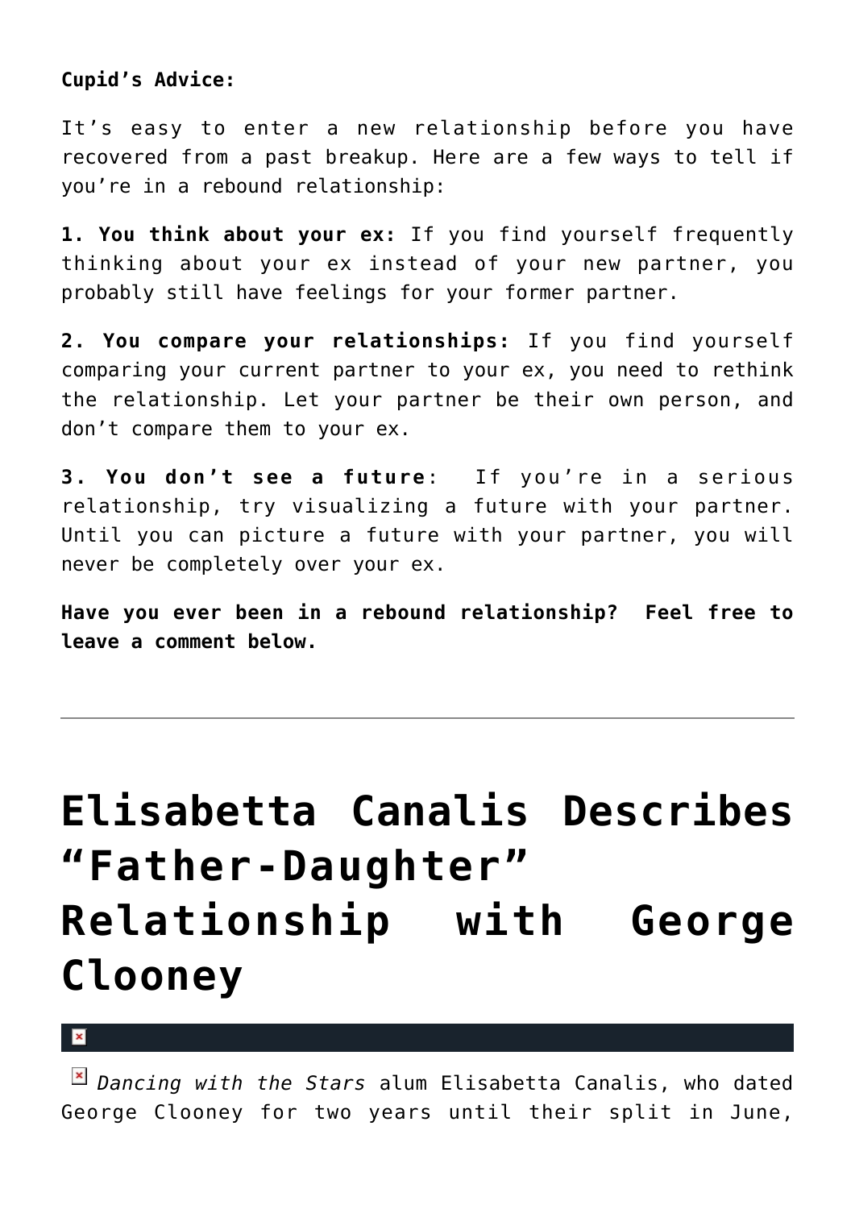**Cupid's Advice:**

It's easy to enter a new relationship before you have recovered from a past breakup. Here are a few ways to tell if you're in a rebound relationship:

**1. You think about your ex:** If you find yourself frequently thinking about your ex instead of your new partner, you probably still have feelings for your former partner.

**2. You compare your relationships:** If you find yourself comparing your current partner to your ex, you need to rethink the relationship. Let your partner be their own person, and don't compare them to your ex.

**3. You don't see a future**: If you're in a serious relationship, try visualizing a future with your partner. Until you can picture a future with your partner, you will never be completely over your ex.

**Have you ever been in a rebound relationship? Feel free to leave a comment below.**

---

# Elisabetta Canalis Describes "Father-Daughter" Relationship with George Clooney

*Dancing with the Stars* alum Elisabetta Canalis, who dated George Clooney for two years until their split in June,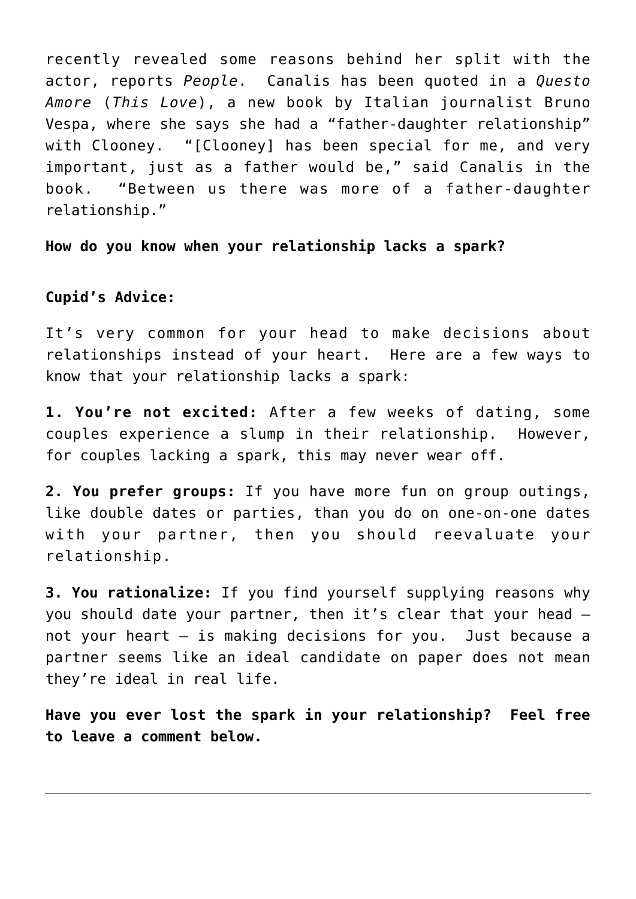recently revealed some reasons behind her split with the actor, reports *People*. Canalis has been quoted in a *Questo Amore* (*This Love*), a new book by Italian journalist Bruno Vespa, where she says she had a "father-daughter relationship" with Clooney. "[Clooney] has been special for me, and very important, just as a father would be," said Canalis in the book. "Between us there was more of a father-daughter relationship."

**How do you know when your relationship lacks a spark?**

**Cupid's Advice:**

It's very common for your head to make decisions about relationships instead of your heart. Here are a few ways to know that your relationship lacks a spark:

**1. You're not excited:** After a few weeks of dating, some couples experience a slump in their relationship. However, for couples lacking a spark, this may never wear off.

**2. You prefer groups:** If you have more fun on group outings, like double dates or parties, than you do on one-on-one dates with your partner, then you should reevaluate your relationship.

**3. You rationalize:** If you find yourself supplying reasons why you should date your partner, then it's clear that your head – not your heart – is making decisions for you. Just because a partner seems like an ideal candidate on paper does not mean they're ideal in real life.

**Have you ever lost the spark in your relationship? Feel free to leave a comment below.**

---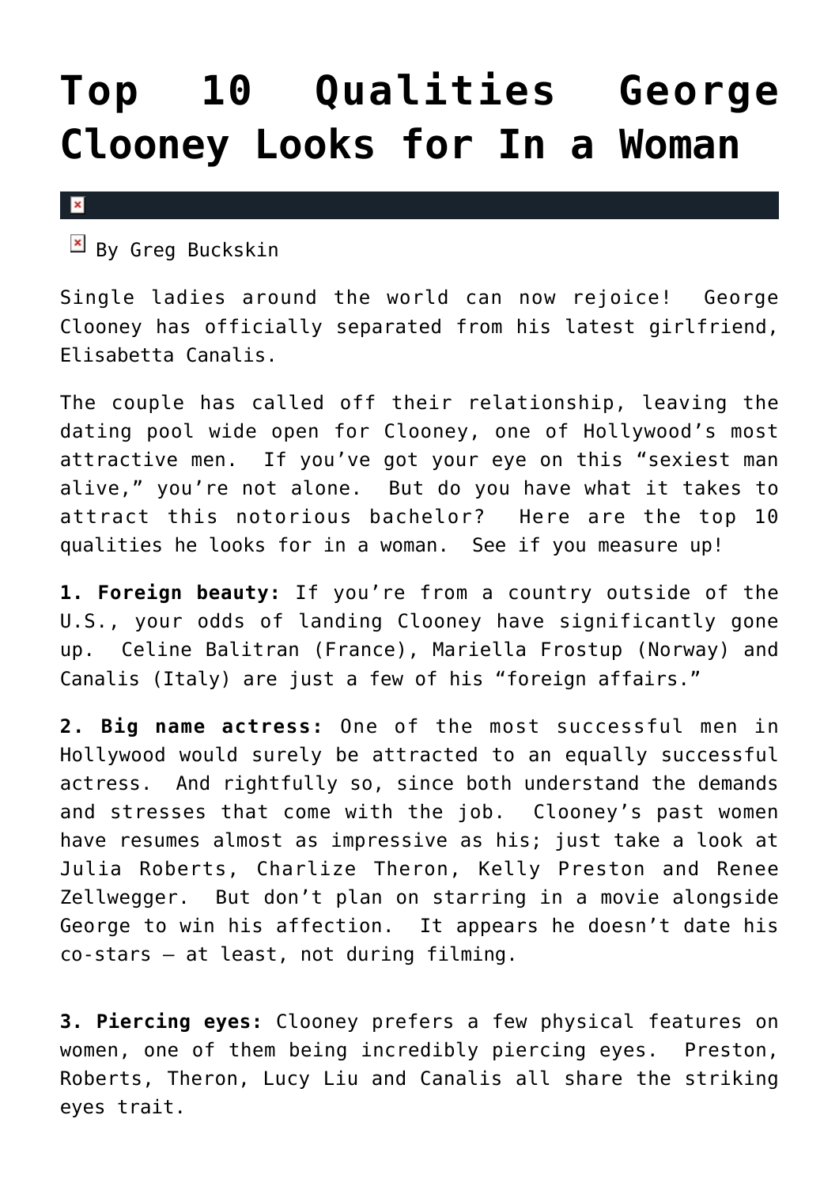# Top 10 Qualities George Clooney Looks for In a Woman

By Greg Buckskin

Single ladies around the world can now rejoice! George Clooney has officially separated from his latest girlfriend, Elisabetta Canalis.

The couple has called off their relationship, leaving the dating pool wide open for Clooney, one of Hollywood's most attractive men. If you've got your eye on this "sexiest man alive," you're not alone. But do you have what it takes to attract this notorious bachelor? Here are the top 10 qualities he looks for in a woman. See if you measure up!

**1. Foreign beauty:** If you're from a country outside of the U.S., your odds of landing Clooney have significantly gone up. Celine Balitran (France), Mariella Frostup (Norway) and Canalis (Italy) are just a few of his "foreign affairs."

**2. Big name actress:** One of the most successful men in Hollywood would surely be attracted to an equally successful actress. And rightfully so, since both understand the demands and stresses that come with the job. Clooney's past women have resumes almost as impressive as his; just take a look at Julia Roberts, Charlize Theron, Kelly Preston and Renee Zellwegger. But don't plan on starring in a movie alongside George to win his affection. It appears he doesn't date his co-stars – at least, not during filming.

**3. Piercing eyes:** Clooney prefers a few physical features on women, one of them being incredibly piercing eyes. Preston, Roberts, Theron, Lucy Liu and Canalis all share the striking eyes trait.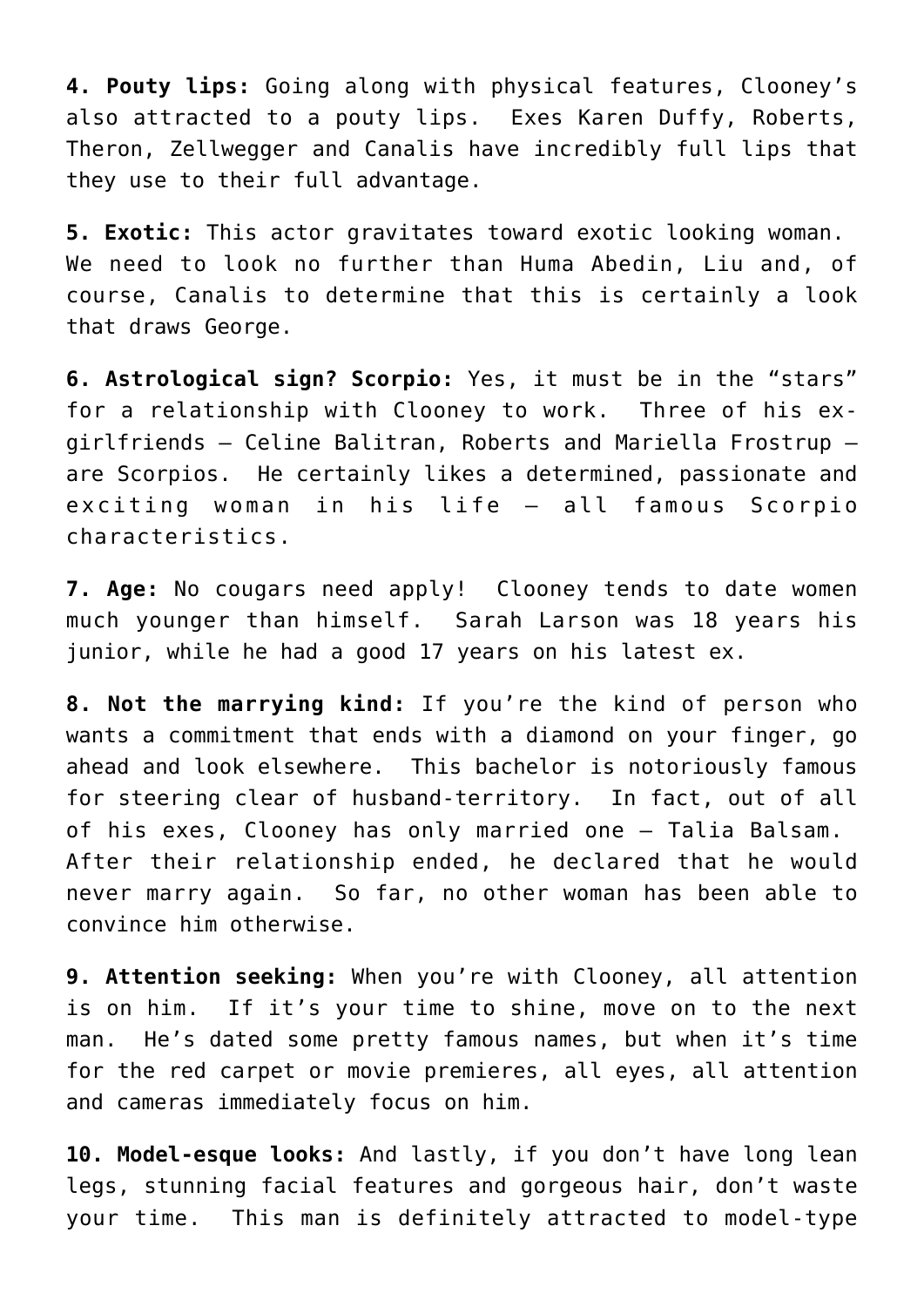**4. Pouty lips:** Going along with physical features, Clooney's also attracted to a pouty lips. Exes Karen Duffy, Roberts, Theron, Zellwegger and Canalis have incredibly full lips that they use to their full advantage.

**5. Exotic:** This actor gravitates toward exotic looking woman. We need to look no further than Huma Abedin, Liu and, of course, Canalis to determine that this is certainly a look that draws George.

**6. Astrological sign? Scorpio:** Yes, it must be in the "stars" for a relationship with Clooney to work. Three of his ex-girlfriends – Celine Balitran, Roberts and Mariella Frostrup – are Scorpios. He certainly likes a determined, passionate and exciting woman in his life – all famous Scorpio characteristics.

**7. Age:** No cougars need apply! Clooney tends to date women much younger than himself. Sarah Larson was 18 years his junior, while he had a good 17 years on his latest ex.

**8. Not the marrying kind:** If you're the kind of person who wants a commitment that ends with a diamond on your finger, go ahead and look elsewhere. This bachelor is notoriously famous for steering clear of husband-territory. In fact, out of all of his exes, Clooney has only married one – Talia Balsam. After their relationship ended, he declared that he would never marry again. So far, no other woman has been able to convince him otherwise.

**9. Attention seeking:** When you're with Clooney, all attention is on him. If it's your time to shine, move on to the next man. He's dated some pretty famous names, but when it's time for the red carpet or movie premieres, all eyes, all attention and cameras immediately focus on him.

**10. Model-esque looks:** And lastly, if you don't have long lean legs, stunning facial features and gorgeous hair, don't waste your time. This man is definitely attracted to model-type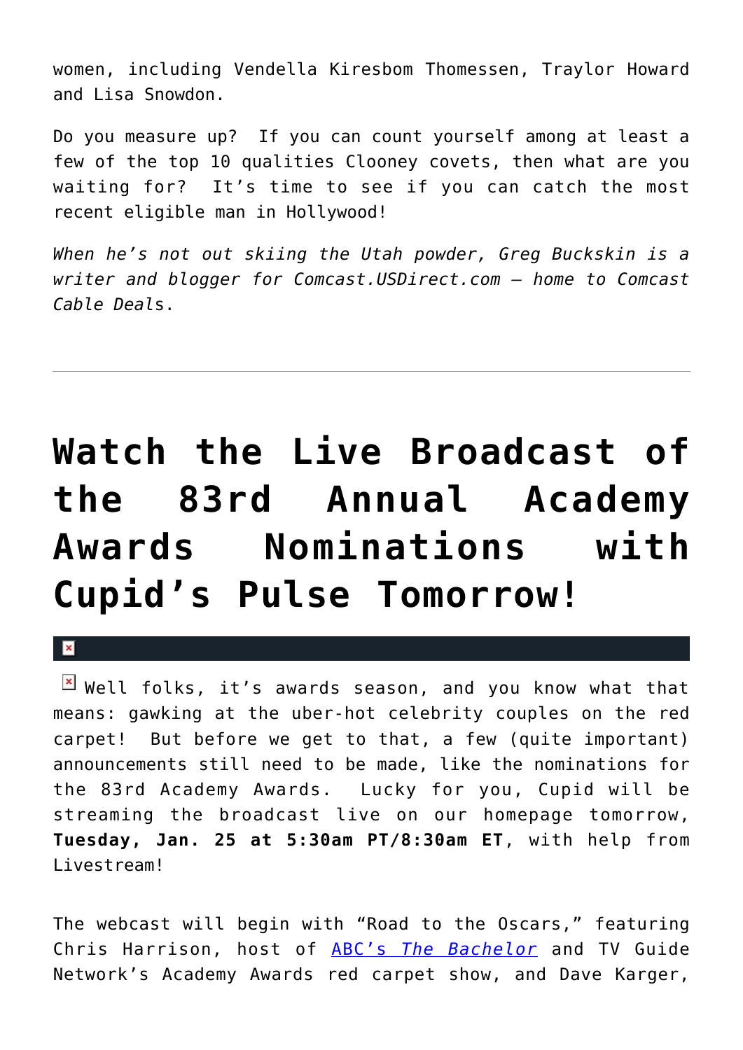women, including Vendella Kiresbom Thomessen, Traylor Howard and Lisa Snowdon.

Do you measure up? If you can count yourself among at least a few of the top 10 qualities Clooney covets, then what are you waiting for? It's time to see if you can catch the most recent eligible man in Hollywood!

*When he's not out skiing the Utah powder, Greg Buckskin is a writer and blogger for Comcast.USDirect.com – home to Comcast Cable Deals.*

---

# Watch the Live Broadcast of the 83rd Annual Academy Awards Nominations with Cupid's Pulse Tomorrow!

Well folks, it's awards season, and you know what that means: gawking at the uber-hot celebrity couples on the red carpet! But before we get to that, a few (quite important) announcements still need to be made, like the nominations for the 83rd Academy Awards. Lucky for you, Cupid will be streaming the broadcast live on our homepage tomorrow, **Tuesday, Jan. 25 at 5:30am PT/8:30am ET**, with help from Livestream!

The webcast will begin with "Road to the Oscars," featuring Chris Harrison, host of ABC's *The Bachelor* and TV Guide Network's Academy Awards red carpet show, and Dave Karger,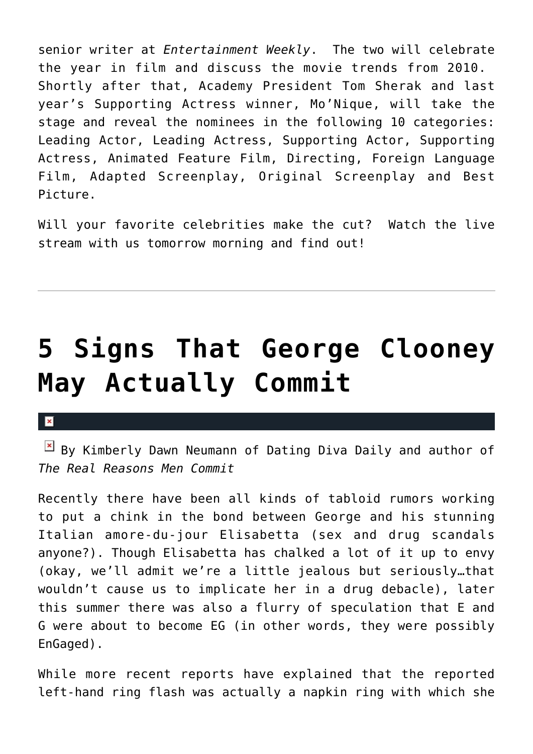senior writer at *Entertainment Weekly*. The two will celebrate the year in film and discuss the movie trends from 2010. Shortly after that, Academy President Tom Sherak and last year's Supporting Actress winner, Mo'Nique, will take the stage and reveal the nominees in the following 10 categories: Leading Actor, Leading Actress, Supporting Actor, Supporting Actress, Animated Feature Film, Directing, Foreign Language Film, Adapted Screenplay, Original Screenplay and Best Picture.

Will your favorite celebrities make the cut? Watch the live stream with us tomorrow morning and find out!

---

# 5 Signs That George Clooney May Actually Commit

By Kimberly Dawn Neumann of Dating Diva Daily and author of *The Real Reasons Men Commit*

Recently there have been all kinds of tabloid rumors working to put a chink in the bond between George and his stunning Italian amore-du-jour Elisabetta (sex and drug scandals anyone?). Though Elisabetta has chalked a lot of it up to envy (okay, we'll admit we're a little jealous but seriously…that wouldn't cause us to implicate her in a drug debacle), later this summer there was also a flurry of speculation that E and G were about to become EG (in other words, they were possibly EnGaged).

While more recent reports have explained that the reported left-hand ring flash was actually a napkin ring with which she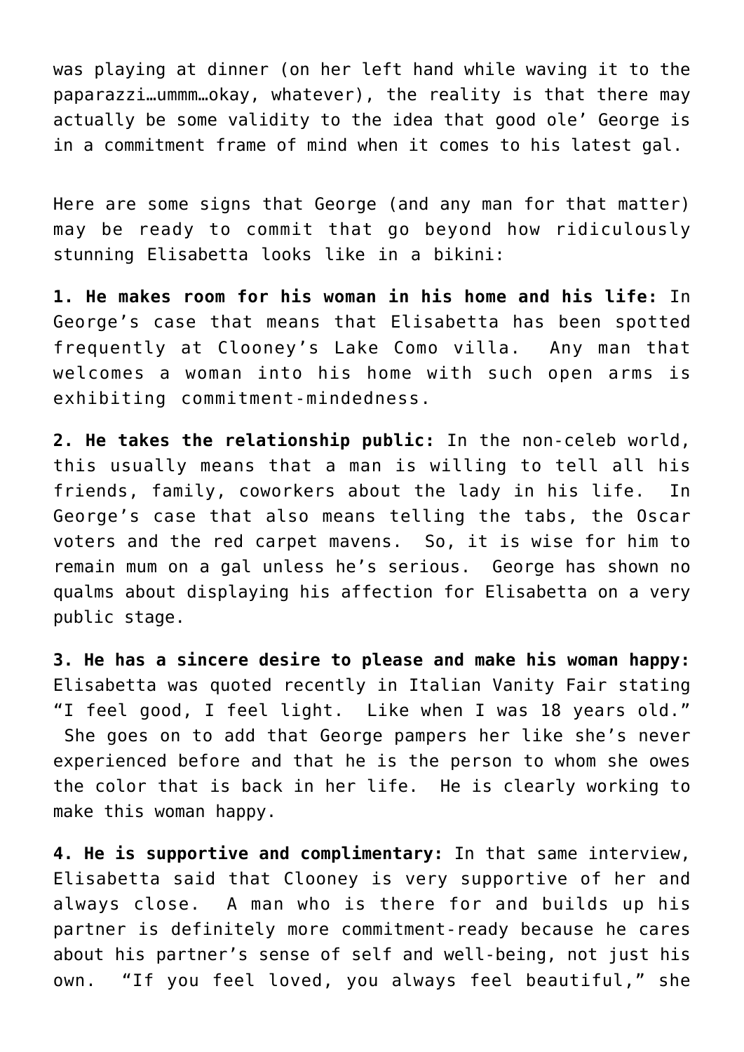was playing at dinner (on her left hand while waving it to the paparazzi…ummm…okay, whatever), the reality is that there may actually be some validity to the idea that good ole' George is in a commitment frame of mind when it comes to his latest gal.

Here are some signs that George (and any man for that matter) may be ready to commit that go beyond how ridiculously stunning Elisabetta looks like in a bikini:

**1. He makes room for his woman in his home and his life:** In George's case that means that Elisabetta has been spotted frequently at Clooney's Lake Como villa. Any man that welcomes a woman into his home with such open arms is exhibiting commitment-mindedness.

**2. He takes the relationship public:** In the non-celeb world, this usually means that a man is willing to tell all his friends, family, coworkers about the lady in his life. In George's case that also means telling the tabs, the Oscar voters and the red carpet mavens. So, it is wise for him to remain mum on a gal unless he's serious. George has shown no qualms about displaying his affection for Elisabetta on a very public stage.

**3. He has a sincere desire to please and make his woman happy:** Elisabetta was quoted recently in Italian Vanity Fair stating "I feel good, I feel light. Like when I was 18 years old." She goes on to add that George pampers her like she's never experienced before and that he is the person to whom she owes the color that is back in her life. He is clearly working to make this woman happy.

**4. He is supportive and complimentary:** In that same interview, Elisabetta said that Clooney is very supportive of her and always close. A man who is there for and builds up his partner is definitely more commitment-ready because he cares about his partner's sense of self and well-being, not just his own. "If you feel loved, you always feel beautiful," she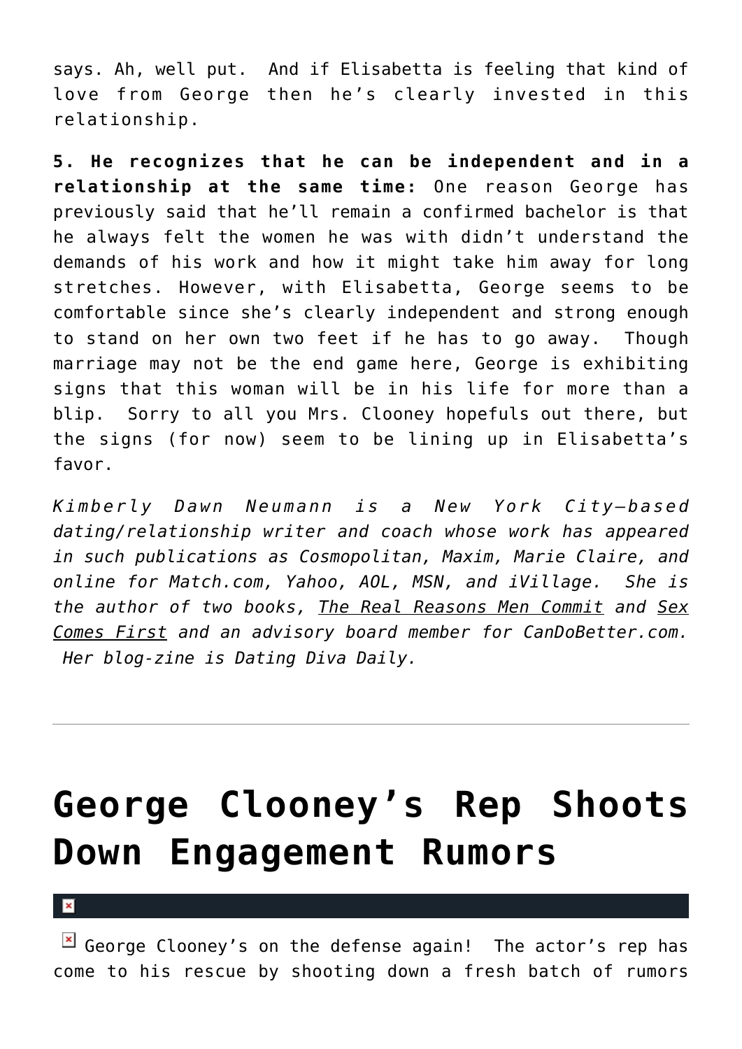says. Ah, well put. And if Elisabetta is feeling that kind of love from George then he's clearly invested in this relationship.

**5. He recognizes that he can be independent and in a relationship at the same time:** One reason George has previously said that he'll remain a confirmed bachelor is that he always felt the women he was with didn't understand the demands of his work and how it might take him away for long stretches. However, with Elisabetta, George seems to be comfortable since she's clearly independent and strong enough to stand on her own two feet if he has to go away. Though marriage may not be the end game here, George is exhibiting signs that this woman will be in his life for more than a blip. Sorry to all you Mrs. Clooney hopefuls out there, but the signs (for now) seem to be lining up in Elisabetta's favor.

*Kimberly Dawn Neumann is a New York City–based dating/relationship writer and coach whose work has appeared in such publications as Cosmopolitan, Maxim, Marie Claire, and online for Match.com, Yahoo, AOL, MSN, and iVillage. She is the author of two books, The Real Reasons Men Commit and Sex Comes First and an advisory board member for CanDoBetter.com. Her blog-zine is Dating Diva Daily.*

---

# George Clooney's Rep Shoots Down Engagement Rumors

George Clooney's on the defense again! The actor's rep has come to his rescue by shooting down a fresh batch of rumors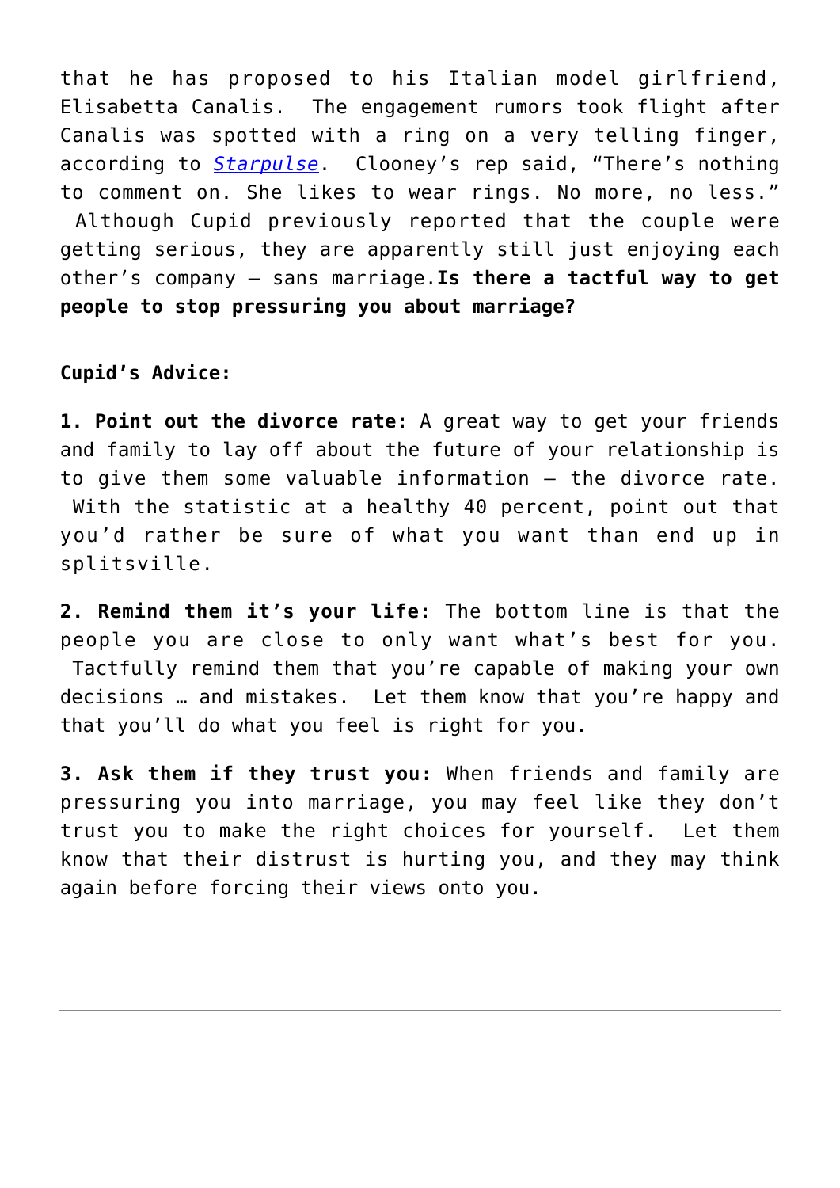that he has proposed to his Italian model girlfriend, Elisabetta Canalis. The engagement rumors took flight after Canalis was spotted with a ring on a very telling finger, according to *Starpulse*. Clooney's rep said, "There's nothing to comment on. She likes to wear rings. No more, no less." Although Cupid previously reported that the couple were getting serious, they are apparently still just enjoying each other's company – sans marriage.**Is there a tactful way to get people to stop pressuring you about marriage?**

**Cupid's Advice:**

**1. Point out the divorce rate:** A great way to get your friends and family to lay off about the future of your relationship is to give them some valuable information – the divorce rate. With the statistic at a healthy 40 percent, point out that you'd rather be sure of what you want than end up in splitsville.

**2. Remind them it's your life:** The bottom line is that the people you are close to only want what's best for you. Tactfully remind them that you're capable of making your own decisions … and mistakes. Let them know that you're happy and that you'll do what you feel is right for you.

**3. Ask them if they trust you:** When friends and family are pressuring you into marriage, you may feel like they don't trust you to make the right choices for yourself. Let them know that their distrust is hurting you, and they may think again before forcing their views onto you.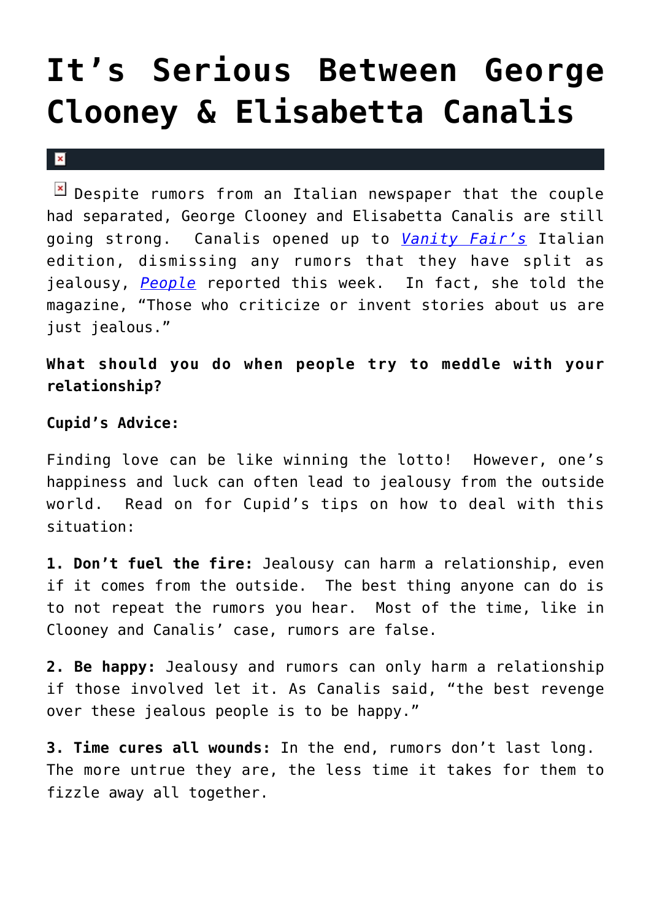# It's Serious Between George Clooney & Elisabetta Canalis

Despite rumors from an Italian newspaper that the couple had separated, George Clooney and Elisabetta Canalis are still going strong. Canalis opened up to *Vanity Fair's* Italian edition, dismissing any rumors that they have split as jealousy, *People* reported this week. In fact, she told the magazine, "Those who criticize or invent stories about us are just jealous."

**What should you do when people try to meddle with your relationship?**

**Cupid's Advice:**

Finding love can be like winning the lotto! However, one's happiness and luck can often lead to jealousy from the outside world. Read on for Cupid's tips on how to deal with this situation:

**1. Don't fuel the fire:** Jealousy can harm a relationship, even if it comes from the outside. The best thing anyone can do is to not repeat the rumors you hear. Most of the time, like in Clooney and Canalis' case, rumors are false.

**2. Be happy:** Jealousy and rumors can only harm a relationship if those involved let it. As Canalis said, "the best revenge over these jealous people is to be happy."

**3. Time cures all wounds:** In the end, rumors don't last long. The more untrue they are, the less time it takes for them to fizzle away all together.